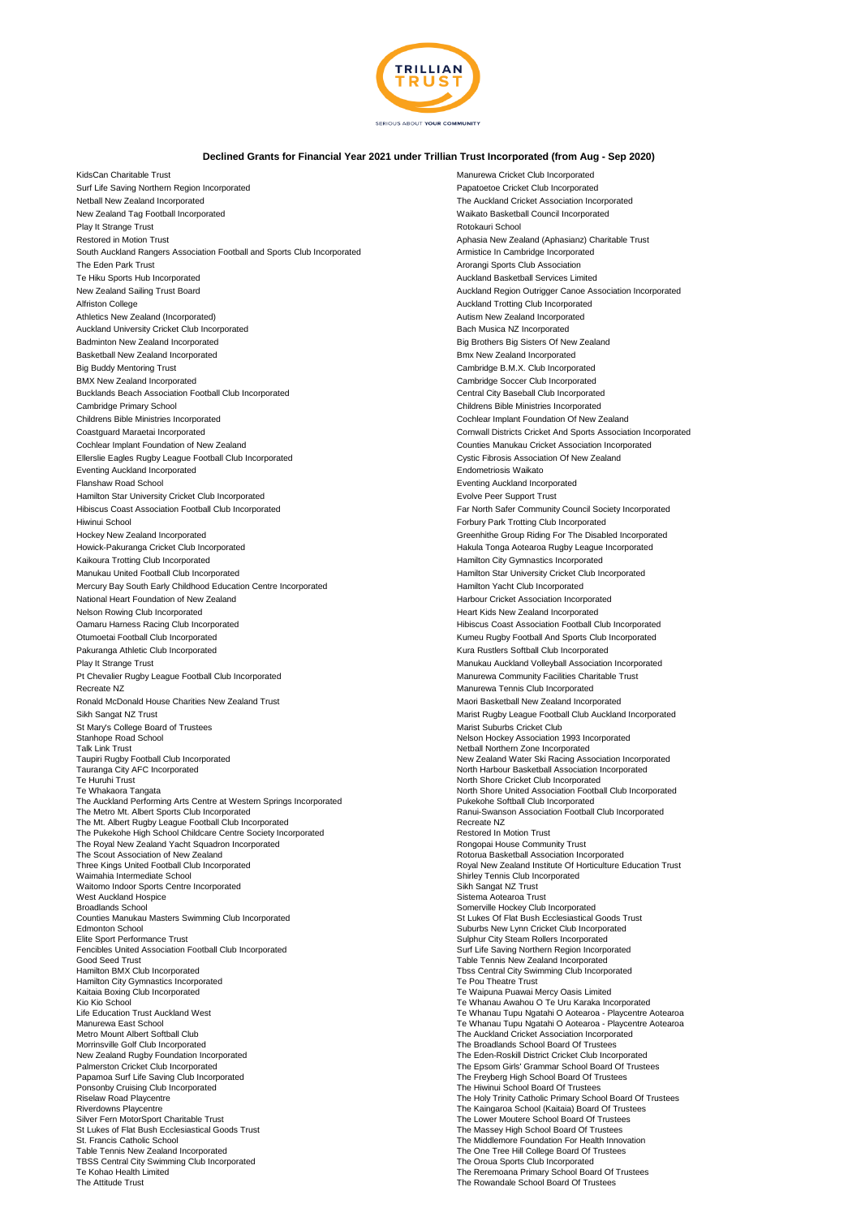# Declined Grants for Financial Year 2021 under Trillian Trust Incorporated (from Aug - Sep 2020)

KidsCan Charitable Trust
Surf Life Saving Northern Region Incorporated
Netball New Zealand Incorporated
New Zealand Tag Football Incorporated
Play It Strange Trust
Restored in Motion Trust
South Auckland Rangers Association Football and Sports Club Incorporated
The Eden Park Trust
Te Hiku Sports Hub Incorporated
New Zealand Sailing Trust Board
Alfriston College
Athletics New Zealand (Incorporated)
Auckland University Cricket Club Incorporated
Badminton New Zealand Incorporated
Basketball New Zealand Incorporated
Big Buddy Mentoring Trust
BMX New Zealand Incorporated
Bucklands Beach Association Football Club Incorporated
Cambridge Primary School
Childrens Bible Ministries Incorporated
Coastguard Maraetai Incorporated
Cochlear Implant Foundation of New Zealand
Ellerslie Eagles Rugby League Football Club Incorporated
Eventing Auckland Incorporated
Flanshaw Road School
Hamilton Star University Cricket Club Incorporated
Hibiscus Coast Association Football Club Incorporated
Hiwinui School
Hockey New Zealand Incorporated
Howick-Pakuranga Cricket Club Incorporated
Kaikoura Trotting Club Incorporated
Manukau United Football Club Incorporated
Mercury Bay South Early Childhood Education Centre Incorporated
National Heart Foundation of New Zealand
Nelson Rowing Club Incorporated
Oamaru Harness Racing Club Incorporated
Otumoetai Football Club Incorporated
Pakuranga Athletic Club Incorporated
Play It Strange Trust
Pt Chevalier Rugby League Football Club Incorporated
Recreate NZ
Ronald McDonald House Charities New Zealand Trust
Sikh Sangat NZ Trust
St Mary's College Board of Trustees
Stanhope Road School
Talk Link Trust
Taupiri Rugby Football Club Incorporated
Tauranga City AFC Incorporated
Te Huruhi Trust
Te Whakaora Tangata
The Auckland Performing Arts Centre at Western Springs Incorporated
The Metro Mt. Albert Sports Club Incorporated
The Mt. Albert Rugby League Football Club Incorporated
The Pukekohe High School Childcare Centre Society Incorporated
The Royal New Zealand Yacht Squadron Incorporated
The Scout Association of New Zealand
Three Kings United Football Club Incorporated
Waimahia Intermediate School
Waitomo Indoor Sports Centre Incorporated
West Auckland Hospice
Broadlands School
Counties Manukau Masters Swimming Club Incorporated
Edmonton School
Elite Sport Performance Trust
Fencibles United Association Football Club Incorporated
Good Seed Trust
Hamilton BMX Club Incorporated
Hamilton City Gymnastics Incorporated
Kaitaia Boxing Club Incorporated
Kio Kio School
Life Education Trust Auckland West
Manurewa East School
Metro Mount Albert Softball Club
Morrinsville Golf Club Incorporated
New Zealand Rugby Foundation Incorporated
Palmerston Cricket Club Incorporated
Papamoa Surf Life Saving Club Incorporated
Ponsonby Cruising Club Incorporated
Riselaw Road Playcentre
Riverdowns Playcentre
Silver Fern MotorSport Charitable Trust
St Lukes of Flat Bush Ecclesiastical Goods Trust
St. Francis Catholic School
Table Tennis New Zealand Incorporated
TBSS Central City Swimming Club Incorporated
Te Kohao Health Limited
The Attitude Trust
Manurewa Cricket Club Incorporated
Papatoetoe Cricket Club Incorporated
The Auckland Cricket Association Incorporated
Waikato Basketball Council Incorporated
Rotokauri School
Aphasia New Zealand (Aphasianz) Charitable Trust
Armistice In Cambridge Incorporated
Arorangi Sports Club Association
Auckland Basketball Services Limited
Auckland Region Outrigger Canoe Association Incorporated
Auckland Trotting Club Incorporated
Autism New Zealand Incorporated
Bach Musica NZ Incorporated
Big Brothers Big Sisters Of New Zealand
Bmx New Zealand Incorporated
Cambridge B.M.X. Club Incorporated
Cambridge Soccer Club Incorporated
Central City Baseball Club Incorporated
Childrens Bible Ministries Incorporated
Cochlear Implant Foundation Of New Zealand
Cornwall Districts Cricket And Sports Association Incorporated
Counties Manukau Cricket Association Incorporated
Cystic Fibrosis Association Of New Zealand
Endometriosis Waikato
Eventing Auckland Incorporated
Evolve Peer Support Trust
Far North Safer Community Council Society Incorporated
Forbury Park Trotting Club Incorporated
Greenhithe Group Riding For The Disabled Incorporated
Hakula Tonga Aotearoa Rugby League Incorporated
Hamilton City Gymnastics Incorporated
Hamilton Star University Cricket Club Incorporated
Hamilton Yacht Club Incorporated
Harbour Cricket Association Incorporated
Heart Kids New Zealand Incorporated
Hibiscus Coast Association Football Club Incorporated
Kumeu Rugby Football And Sports Club Incorporated
Kura Rustlers Softball Club Incorporated
Manukau Auckland Volleyball Association Incorporated
Manurewa Community Facilities Charitable Trust
Manurewa Tennis Club Incorporated
Maori Basketball New Zealand Incorporated
Marist Rugby League Football Club Auckland Incorporated
Marist Suburbs Cricket Club
Nelson Hockey Association 1993 Incorporated
Netball Northern Zone Incorporated
New Zealand Water Ski Racing Association Incorporated
North Harbour Basketball Association Incorporated
North Shore Cricket Club Incorporated
North Shore United Association Football Club Incorporated
Pukekohe Softball Club Incorporated
Ranui-Swanson Association Football Club Incorporated
Recreate NZ
Restored In Motion Trust
Rongopai House Community Trust
Rotorua Basketball Association Incorporated
Royal New Zealand Institute Of Horticulture Education Trust
Shirley Tennis Club Incorporated
Sikh Sangat NZ Trust
Sistema Aotearoa Trust
Somerville Hockey Club Incorporated
St Lukes Of Flat Bush Ecclesiastical Goods Trust
Suburbs New Lynn Cricket Club Incorporated
Sulphur City Steam Rollers Incorporated
Surf Life Saving Northern Region Incorporated
Table Tennis New Zealand Incorporated
Tbss Central City Swimming Club Incorporated
Te Pou Theatre Trust
Te Waipuna Puawai Mercy Oasis Limited
Te Whanau Awahou O Te Uru Karaka Incorporated
Te Whanau Tupu Ngatahi O Aotearoa - Playcentre Aotearoa
Te Whanau Tupu Ngatahi O Aotearoa - Playcentre Aotearoa
The Auckland Cricket Association Incorporated
The Broadlands School Board Of Trustees
The Eden-Roskill District Cricket Club Incorporated
The Epsom Girls' Grammar School Board Of Trustees
The Freyberg High School Board Of Trustees
The Hiwinui School Board Of Trustees
The Holy Trinity Catholic Primary School Board Of Trustees
The Kaingaroa School (Kaitaia) Board Of Trustees
The Lower Moutere School Board Of Trustees
The Massey High School Board Of Trustees
The Middlemore Foundation For Health Innovation
The One Tree Hill College Board Of Trustees
The Oroua Sports Club Incorporated
The Reremoana Primary School Board Of Trustees
The Rowandale School Board Of Trustees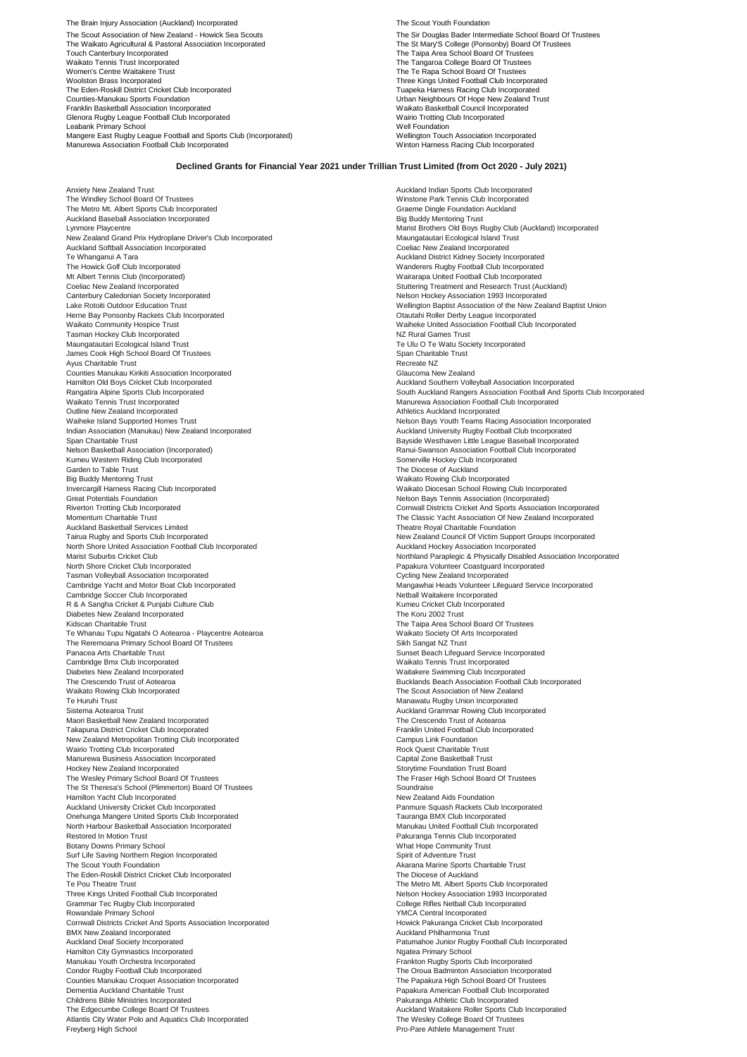The Brain Injury Association (Auckland) Incorporated
The Scout Association of New Zealand - Howick Sea Scouts
The Waikato Agricultural & Pastoral Association Incorporated
Touch Canterbury Incorporated
Waikato Tennis Trust Incorporated
Women's Centre Waitakere Trust
Woolston Brass Incorporated
The Eden-Roskill District Cricket Club Incorporated
Counties-Manukau Sports Foundation
Franklin Basketball Association Incorporated
Glenora Rugby League Football Club Incorporated
Leabank Primary School
Mangere East Rugby League Football and Sports Club (Incorporated)
Manurewa Association Football Club Incorporated
The Scout Youth Foundation
The Sir Douglas Bader Intermediate School Board Of Trustees
The St Mary'S College (Ponsonby) Board Of Trustees
The Taipa Area School Board Of Trustees
The Tangaroa College Board Of Trustees
The Te Rapa School Board Of Trustees
Three Kings United Football Club Incorporated
Tuapeka Harness Racing Club Incorporated
Urban Neighbours Of Hope New Zealand Trust
Waikato Basketball Council Incorporated
Wairio Trotting Club Incorporated
Well Foundation
Wellington Touch Association Incorporated
Winton Harness Racing Club Incorporated

## Declined Grants for Financial Year 2021 under Trillian Trust Limited (from Oct 2020 - July 2021)

Anxiety New Zealand Trust
The Windley School Board Of Trustees
The Metro Mt. Albert Sports Club Incorporated
Auckland Baseball Association Incorporated
Lynmore Playcentre
New Zealand Grand Prix Hydroplane Driver's Club Incorporated
Auckland Softball Association Incorporated
Te Whanganui A Tara
The Howick Golf Club Incorporated
Mt Albert Tennis Club (Incorporated)
Coeliac New Zealand Incorporated
Canterbury Caledonian Society Incorporated
Lake Rotoiti Outdoor Education Trust
Herne Bay Ponsonby Rackets Club Incorporated
Waikato Community Hospice Trust
Tasman Hockey Club Incorporated
Maungatautari Ecological Island Trust
James Cook High School Board Of Trustees
Ayus Charitable Trust
Counties Manukau Kirikiti Association Incorporated
Hamilton Old Boys Cricket Club Incorporated
Rangatira Alpine Sports Club Incorporated
Waikato Tennis Trust Incorporated
Outline New Zealand Incorporated
Waiheke Island Supported Homes Trust
Indian Association (Manukau) New Zealand Incorporated
Span Charitable Trust
Nelson Basketball Association (Incorporated)
Kumeu Western Riding Club Incorporated
Garden to Table Trust
Big Buddy Mentoring Trust
Invercargill Harness Racing Club Incorporated
Great Potentials Foundation
Riverton Trotting Club Incorporated
Momentum Charitable Trust
Auckland Basketball Services Limited
Tairua Rugby and Sports Club Incorporated
North Shore United Association Football Club Incorporated
Marist Suburbs Cricket Club
North Shore Cricket Club Incorporated
Tasman Volleyball Association Incorporated
Cambridge Yacht and Motor Boat Club Incorporated
Cambridge Soccer Club Incorporated
R & A Sangha Cricket & Punjabi Culture Club
Diabetes New Zealand Incorporated
Kidscan Charitable Trust
Te Whanau Tupu Ngatahi O Aotearoa - Playcentre Aotearoa
The Reremoana Primary School Board Of Trustees
Panacea Arts Charitable Trust
Cambridge Bmx Club Incorporated
Diabetes New Zealand Incorporated
The Crescendo Trust of Aotearoa
Waikato Rowing Club Incorporated
Te Huruhi Trust
Sistema Aotearoa Trust
Maori Basketball New Zealand Incorporated
Takapuna District Cricket Club Incorporated
New Zealand Metropolitan Trotting Club Incorporated
Wairio Trotting Club Incorporated
Manurewa Business Association Incorporated
Hockey New Zealand Incorporated
The Wesley Primary School Board Of Trustees
The St Theresa's School (Plimmerton) Board Of Trustees
Hamilton Yacht Club Incorporated
Auckland University Cricket Club Incorporated
Onehunga Mangere United Sports Club Incorporated
North Harbour Basketball Association Incorporated
Restored In Motion Trust
Botany Downs Primary School
Surf Life Saving Northern Region Incorporated
The Scout Youth Foundation
The Eden-Roskill District Cricket Club Incorporated
Te Pou Theatre Trust
Three Kings United Football Club Incorporated
Grammar Tec Rugby Club Incorporated
Rowandale Primary School
Cornwall Districts Cricket And Sports Association Incorporated
BMX New Zealand Incorporated
Auckland Deaf Society Incorporated
Hamilton City Gymnastics Incorporated
Manukau Youth Orchestra Incorporated
Condor Rugby Football Club Incorporated
Counties Manukau Croquet Association Incorporated
Dementia Auckland Charitable Trust
Childrens Bible Ministries Incorporated
The Edgecumbe College Board Of Trustees
Atlantis City Water Polo and Aquatics Club Incorporated
Freyberg High School
Auckland Indian Sports Club Incorporated
Winstone Park Tennis Club Incorporated
Graeme Dingle Foundation Auckland
Big Buddy Mentoring Trust
Marist Brothers Old Boys Rugby Club (Auckland) Incorporated
Maungatautari Ecological Island Trust
Coeliac New Zealand Incorporated
Auckland District Kidney Society Incorporated
Wanderers Rugby Football Club Incorporated
Wairarapa United Football Club Incorporated
Stuttering Treatment and Research Trust (Auckland)
Nelson Hockey Association 1993 Incorporated
Wellington Baptist Association of the New Zealand Baptist Union
Otautahi Roller Derby League Incorporated
Waiheke United Association Football Club Incorporated
NZ Rural Games Trust
Te Ulu O Te Watu Society Incorporated
Span Charitable Trust
Recreate NZ
Glaucoma New Zealand
Auckland Southern Volleyball Association Incorporated
South Auckland Rangers Association Football And Sports Club Incorporated
Manurewa Association Football Club Incorporated
Athletics Auckland Incorporated
Nelson Bays Youth Teams Racing Association Incorporated
Auckland University Rugby Football Club Incorporated
Bayside Westhaven Little League Baseball Incorporated
Ranui-Swanson Association Football Club Incorporated
Somerville Hockey Club Incorporated
The Diocese of Auckland
Waikato Rowing Club Incorporated
Waikato Diocesan School Rowing Club Incorporated
Nelson Bays Tennis Association (Incorporated)
Cornwall Districts Cricket And Sports Association Incorporated
The Classic Yacht Association Of New Zealand Incorporated
Theatre Royal Charitable Foundation
New Zealand Council Of Victim Support Groups Incorporated
Auckland Hockey Association Incorporated
Northland Paraplegic & Physically Disabled Association Incorporated
Papakura Volunteer Coastguard Incorporated
Cycling New Zealand Incorporated
Mangawhai Heads Volunteer Lifeguard Service Incorporated
Netball Waitakere Incorporated
Kumeu Cricket Club Incorporated
The Koru 2002 Trust
The Taipa Area School Board Of Trustees
Waikato Society Of Arts Incorporated
Sikh Sangat NZ Trust
Sunset Beach Lifeguard Service Incorporated
Waikato Tennis Trust Incorporated
Waitakere Swimming Club Incorporated
Bucklands Beach Association Football Club Incorporated
The Scout Association of New Zealand
Manawatu Rugby Union Incorporated
Auckland Grammar Rowing Club Incorporated
The Crescendo Trust of Aotearoa
Franklin United Football Club Incorporated
Campus Link Foundation
Rock Quest Charitable Trust
Capital Zone Basketball Trust
Storytime Foundation Trust Board
The Fraser High School Board Of Trustees
Soundraise
New Zealand Aids Foundation
Panmure Squash Rackets Club Incorporated
Tauranga BMX Club Incorporated
Manukau United Football Club Incorporated
Pakuranga Tennis Club Incorporated
What Hope Community Trust
Spirit of Adventure Trust
Akarana Marine Sports Charitable Trust
The Diocese of Auckland
The Metro Mt. Albert Sports Club Incorporated
Nelson Hockey Association 1993 Incorporated
College Rifles Netball Club Incorporated
YMCA Central Incorporated
Howick Pakuranga Cricket Club Incorporated
Auckland Philharmonia Trust
Patumahoe Junior Rugby Football Club Incorporated
Ngatea Primary School
Frankton Rugby Sports Club Incorporated
The Oroua Badminton Association Incorporated
The Papakura High School Board Of Trustees
Papakura American Football Club Incorporated
Pakuranga Athletic Club Incorporated
Auckland Waitakere Roller Sports Club Incorporated
The Wesley College Board Of Trustees
Pro-Pare Athlete Management Trust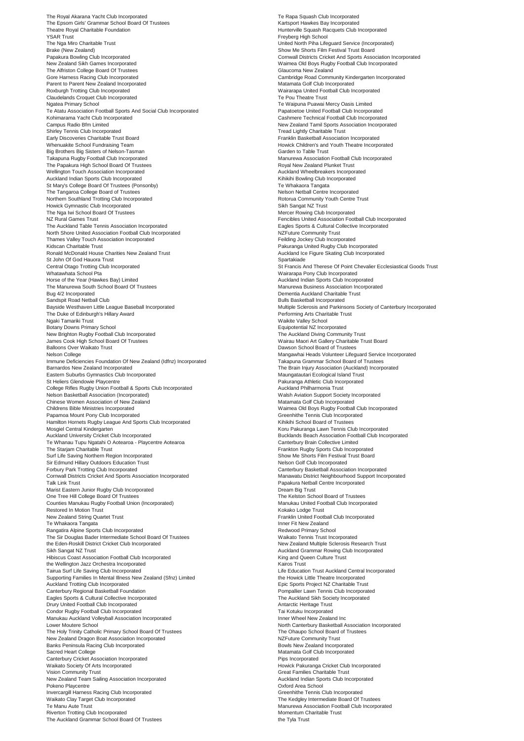The Royal Akarana Yacht Club Incorporated
The Epsom Girls' Grammar School Board Of Trustees
Theatre Royal Charitable Foundation
YSAR Trust
The Nga Miro Charitable Trust
Brake (New Zealand)
Papakura Bowling Club Incorporated
New Zealand Sikh Games Incorporated
The Alfriston College Board Of Trustees
Gore Harness Racing Club Incorporated
Parent to Parent New Zealand Incorporated
Roxburgh Trotting Club Incorporated
Claudelands Croquet Club Incorporated
Ngatea Primary School
Te Atatu Association Football Sports And Social Club Incorporated
Kohimarama Yacht Club Incorporated
Campus Radio Bfm Limited
Shirley Tennis Club Incorporated
Early Discoveries Charitable Trust Board
Whenuakite School Fundraising Team
Big Brothers Big Sisters of Nelson-Tasman
Takapuna Rugby Football Club Incorporated
The Papakura High School Board Of Trustees
Wellington Touch Association Incorporated
Auckland Indian Sports Club Incorporated
St Mary's College Board Of Trustees (Ponsonby)
The Tangaroa College Board of Trustees
Northern Southland Trotting Club Incorporated
Howick Gymnastic Club Incorporated
The Nga Iwi School Board Of Trustees
NZ Rural Games Trust
The Auckland Table Tennis Association Incorporated
North Shore United Association Football Club Incorporated
Thames Valley Touch Association Incorporated
Kidscan Charitable Trust
Ronald McDonald House Charities New Zealand Trust
St John Of God Hauora Trust
Central Otago Trotting Club Incorporated
Whatawhata School Pta
Horse of the Year (Hawkes Bay) Limited
The Manurewa South School Board Of Trustees
Bug 4/2 Incorporated
Sandspit Road Netball Club
Bayside Westhaven Little League Baseball Incorporated
The Duke of Edinburgh's Hillary Award
Ngaki Tamariki Trust
Botany Downs Primary School
New Brighton Rugby Football Club Incorporated
James Cook High School Board Of Trustees
Balloons Over Waikato Trust
Nelson College
Immune Deficiencies Foundation Of New Zealand (Idfnz) Incorporated
Barnardos New Zealand Incorporated
Eastern Suburbs Gymnastics Club Incorporated
St Heliers Glendowie Playcentre
College Rifles Rugby Union Football & Sports Club Incorporated
Nelson Basketball Association (Incorporated)
Chinese Women Association of New Zealand
Childrens Bible Ministries Incorporated
Papamoa Mount Pony Club Incorporated
Hamilton Hornets Rugby League And Sports Club Incorporated
Mosgiel Central Kindergarten
Auckland University Cricket Club Incorporated
Te Whanau Tupu Ngatahi O Aotearoa - Playcentre Aotearoa
The Starjam Charitable Trust
Surf Life Saving Northern Region Incorporated
Sir Edmund Hillary Outdoors Education Trust
Forbury Park Trotting Club Incorporated
Cornwall Districts Cricket And Sports Association Incorporated
Talk Link Trust
Marist Eastern Junior Rugby Club Incorporated
One Tree Hill College Board Of Trustees
Counties Manukau Rugby Football Union (Incorporated)
Restored In Motion Trust
New Zealand String Quartet Trust
Te Whakaora Tangata
Rangatira Alpine Sports Club Incorporated
The Sir Douglas Bader Intermediate School Board Of Trustees
the Eden-Roskill District Cricket Club Incorporated
Sikh Sangat NZ Trust
Hibiscus Coast Association Football Club Incorporated
the Wellington Jazz Orchestra Incorporated
Tairua Surf Life Saving Club Incorporated
Supporting Families In Mental Illness New Zealand (Sfnz) Limited
Auckland Trotting Club Incorporated
Canterbury Regional Basketball Foundation
Eagles Sports & Cultural Collective Incorporated
Drury United Football Club Incorporated
Condor Rugby Football Club Incorporated
Manukau Auckland Volleyball Association Incorporated
Lower Moutere School
The Holy Trinity Catholic Primary School Board Of Trustees
New Zealand Dragon Boat Association Incorporated
Banks Peninsula Racing Club Incorporated
Sacred Heart College
Canterbury Cricket Association Incorporated
Waikato Society Of Arts Incorporated
Vision Community Trust
New Zealand Team Sailing Association Incorporated
Pokeno Playcentre
Invercargill Harness Racing Club Incorporated
Waikato Clay Target Club Incorporated
Te Manu Aute Trust
Riverton Trotting Club Incorporated
The Auckland Grammar School Board Of Trustees

Te Rapa Squash Club Incorporated
Kartsport Hawkes Bay Incorporated
Hunterville Squash Racquets Club Incorporated
Freyberg High School
United North Piha Lifeguard Service (Incorporated)
Show Me Shorts Film Festival Trust Board
Cornwall Districts Cricket And Sports Association Incorporated
Waimea Old Boys Rugby Football Club Incorporated
Glaucoma New Zealand
Cambridge Road Community Kindergarten Incorporated
Matamata Golf Club Incorporated
Wairarapa United Football Club Incorporated
Te Pou Theatre Trust
Te Waipuna Puawai Mercy Oasis Limited
Papatoetoe United Football Club Incorporated
Cashmere Technical Football Club Incorporated
New Zealand Tamil Sports Association Incorporated
Tread Lightly Charitable Trust
Franklin Basketball Association Incorporated
Howick Children's and Youth Theatre Incorporated
Garden to Table Trust
Manurewa Association Football Club Incorporated
Royal New Zealand Plunket Trust
Auckland Wheelbreakers Incorporated
Kihikihi Bowling Club Incorporated
Te Whakaora Tangata
Nelson Netball Centre Incorporated
Rotorua Community Youth Centre Trust
Sikh Sangat NZ Trust
Mercer Rowing Club Incorporated
Fencibles United Association Football Club Incorporated
Eagles Sports & Cultural Collective Incorporated
NZFuture Community Trust
Feilding Jockey Club Incorporated
Pakuranga United Rugby Club Incorporated
Auckland Ice Figure Skating Club Incorporated
Spartakiade
St Francis And Therese Of Point Chevalier Ecclesiastical Goods Trust
Wairarapa Pony Club Incorporated
Auckland Indian Sports Club Incorporated
Manurewa Business Association Incorporated
Dementia Auckland Charitable Trust
Bulls Basketball Incorporated
Multiple Sclerosis and Parkinsons Society of Canterbury Incorporated
Performing Arts Charitable Trust
Waikite Valley School
Equipotential NZ Incorporated
The Auckland Diving Community Trust
Wairau Maori Art Gallery Charitable Trust Board
Dawson School Board of Trustees
Mangawhai Heads Volunteer Lifeguard Service Incorporated
Takapuna Grammar School Board of Trustees
The Brain Injury Association (Auckland) Incorporated
Maungatautari Ecological Island Trust
Pakuranga Athletic Club Incorporated
Auckland Philharmonia Trust
Walsh Aviation Support Society Incorporated
Matamata Golf Club Incorporated
Waimea Old Boys Rugby Football Club Incorporated
Greenhithe Tennis Club Incorporated
Kihikihi School Board of Trustees
Koru Pakuranga Lawn Tennis Club Incorporated
Bucklands Beach Association Football Club Incorporated
Canterbury Brain Collective Limited
Frankton Rugby Sports Club Incorporated
Show Me Shorts Film Festival Trust Board
Nelson Golf Club Incorporated
Canterbury Basketball Association Incorporated
Manawatu District Neighbourhood Support Incorporated
Papakura Netball Centre Incorporated
Dream Big Trust
The Kelston School Board of Trustees
Manukau United Football Club Incorporated
Kokako Lodge Trust
Franklin United Football Club Incorporated
Inner Fit New Zealand
Redwood Primary School
Waikato Tennis Trust Incorporated
New Zealand Multiple Sclerosis Research Trust
Auckland Grammar Rowing Club Incorporated
King and Queen Culture Trust
Kairos Trust
Life Education Trust Auckland Central Incorporated
the Howick Little Theatre Incorporated
Epic Sports Project NZ Charitable Trust
Pompallier Lawn Tennis Club Incorporated
The Auckland Sikh Society Incorporated
Antarctic Heritage Trust
Tai Kotuku Incorporated
Inner Wheel New Zealand Inc
North Canterbury Basketball Association Incorporated
The Ohaupo School Board of Trustees
NZFuture Community Trust
Bowls New Zealand Incorporated
Matamata Golf Club Incorporated
Pips Incorporated
Howick Pakuranga Cricket Club Incorporated
Great Families Charitable Trust
Auckland Indian Sports Club Incorporated
Oxford Area School
Greenhithe Tennis Club Incorporated
The Kedgley Intermediate Board Of Trustees
Manurewa Association Football Club Incorporated
Momentum Charitable Trust
the Tyla Trust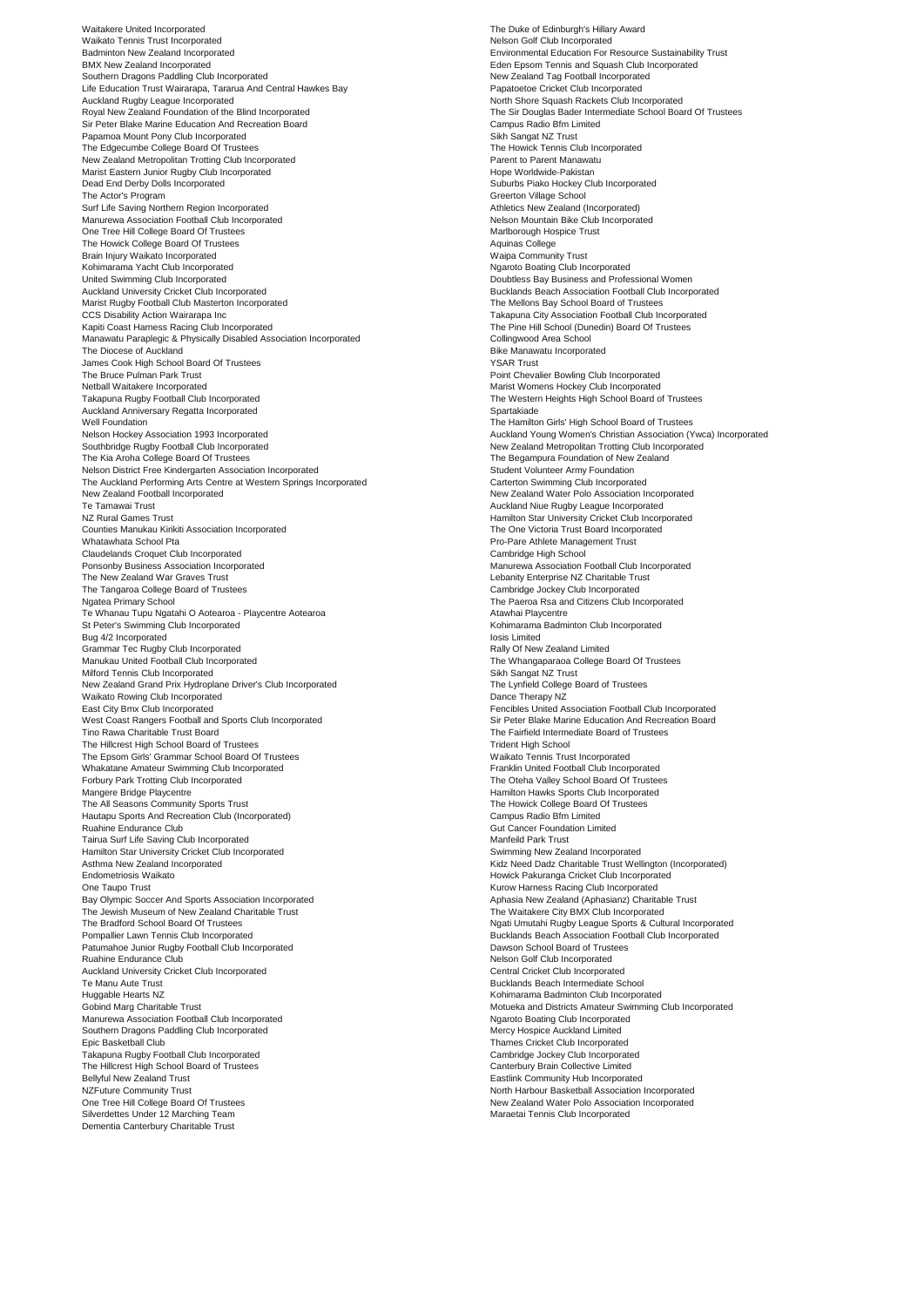Waitakere United Incorporated
Waikato Tennis Trust Incorporated
Badminton New Zealand Incorporated
BMX New Zealand Incorporated
Southern Dragons Paddling Club Incorporated
Life Education Trust Wairarapa, Tararua And Central Hawkes Bay
Auckland Rugby League Incorporated
Royal New Zealand Foundation of the Blind Incorporated
Sir Peter Blake Marine Education And Recreation Board
Papamoa Mount Pony Club Incorporated
The Edgecumbe College Board Of Trustees
New Zealand Metropolitan Trotting Club Incorporated
Marist Eastern Junior Rugby Club Incorporated
Dead End Derby Dolls Incorporated
The Actor's Program
Surf Life Saving Northern Region Incorporated
Manurewa Association Football Club Incorporated
One Tree Hill College Board Of Trustees
The Howick College Board Of Trustees
Brain Injury Waikato Incorporated
Kohimarama Yacht Club Incorporated
United Swimming Club Incorporated
Auckland University Cricket Club Incorporated
Marist Rugby Football Club Masterton Incorporated
CCS Disability Action Wairarapa Inc
Kapiti Coast Harness Racing Club Incorporated
Manawatu Paraplegic & Physically Disabled Association Incorporated
The Diocese of Auckland
James Cook High School Board Of Trustees
The Bruce Pulman Park Trust
Netball Waitakere Incorporated
Takapuna Rugby Football Club Incorporated
Auckland Anniversary Regatta Incorporated
Well Foundation
Nelson Hockey Association 1993 Incorporated
Southbridge Rugby Football Club Incorporated
The Kia Aroha College Board Of Trustees
Nelson District Free Kindergarten Association Incorporated
The Auckland Performing Arts Centre at Western Springs Incorporated
New Zealand Football Incorporated
Te Tamawai Trust
NZ Rural Games Trust
Counties Manukau Kirikiti Association Incorporated
Whatawhata School Pta
Claudelands Croquet Club Incorporated
Ponsonby Business Association Incorporated
The New Zealand War Graves Trust
The Tangaroa College Board of Trustees
Ngatea Primary School
Te Whanau Tupu Ngatahi O Aotearoa - Playcentre Aotearoa
St Peter's Swimming Club Incorporated
Bug 4/2 Incorporated
Grammar Tec Rugby Club Incorporated
Manukau United Football Club Incorporated
Milford Tennis Club Incorporated
New Zealand Grand Prix Hydroplane Driver's Club Incorporated
Waikato Rowing Club Incorporated
East City Bmx Club Incorporated
West Coast Rangers Football and Sports Club Incorporated
Tino Rawa Charitable Trust Board
The Hillcrest High School Board of Trustees
The Epsom Girls' Grammar School Board Of Trustees
Whakatane Amateur Swimming Club Incorporated
Forbury Park Trotting Club Incorporated
Mangere Bridge Playcentre
The All Seasons Community Sports Trust
Hautapu Sports And Recreation Club (Incorporated)
Ruahine Endurance Club
Tairua Surf Life Saving Club Incorporated
Hamilton Star University Cricket Club Incorporated
Asthma New Zealand Incorporated
Endometriosis Waikato
One Taupo Trust
Bay Olympic Soccer And Sports Association Incorporated
The Jewish Museum of New Zealand Charitable Trust
The Bradford School Board Of Trustees
Pompallier Lawn Tennis Club Incorporated
Patumahoe Junior Rugby Football Club Incorporated
Ruahine Endurance Club
Auckland University Cricket Club Incorporated
Te Manu Aute Trust
Huggable Hearts NZ
Gobind Marg Charitable Trust
Manurewa Association Football Club Incorporated
Southern Dragons Paddling Club Incorporated
Epic Basketball Club
Takapuna Rugby Football Club Incorporated
The Hillcrest High School Board of Trustees
Bellyful New Zealand Trust
NZFuture Community Trust
One Tree Hill College Board Of Trustees
Silverdettes Under 12 Marching Team
Dementia Canterbury Charitable Trust
The Duke of Edinburgh's Hillary Award
Nelson Golf Club Incorporated
Environmental Education For Resource Sustainability Trust
Eden Epsom Tennis and Squash Club Incorporated
New Zealand Tag Football Incorporated
Papatoetoe Cricket Club Incorporated
North Shore Squash Rackets Club Incorporated
The Sir Douglas Bader Intermediate School Board Of Trustees
Campus Radio Bfm Limited
Sikh Sangat NZ Trust
The Howick Tennis Club Incorporated
Parent to Parent Manawatu
Hope Worldwide-Pakistan
Suburbs Piako Hockey Club Incorporated
Greerton Village School
Athletics New Zealand (Incorporated)
Nelson Mountain Bike Club Incorporated
Marlborough Hospice Trust
Aquinas College
Waipa Community Trust
Ngaroto Boating Club Incorporated
Doubtless Bay Business and Professional Women
Bucklands Beach Association Football Club Incorporated
The Mellons Bay School Board of Trustees
Takapuna City Association Football Club Incorporated
The Pine Hill School (Dunedin) Board Of Trustees
Collingwood Area School
Bike Manawatu Incorporated
YSAR Trust
Point Chevalier Bowling Club Incorporated
Marist Womens Hockey Club Incorporated
The Western Heights High School Board of Trustees
Spartakiade
The Hamilton Girls' High School Board of Trustees
Auckland Young Women's Christian Association (Ywca) Incorporated
New Zealand Metropolitan Trotting Club Incorporated
The Begampura Foundation of New Zealand
Student Volunteer Army Foundation
Carterton Swimming Club Incorporated
New Zealand Water Polo Association Incorporated
Auckland Niue Rugby League Incorporated
Hamilton Star University Cricket Club Incorporated
The One Victoria Trust Board Incorporated
Pro-Pare Athlete Management Trust
Cambridge High School
Manurewa Association Football Club Incorporated
Lebanity Enterprise NZ Charitable Trust
Cambridge Jockey Club Incorporated
The Paeroa Rsa and Citizens Club Incorporated
Atawhai Playcentre
Kohimarama Badminton Club Incorporated
Iosis Limited
Rally Of New Zealand Limited
The Whangaparaoa College Board Of Trustees
Sikh Sangat NZ Trust
The Lynfield College Board of Trustees
Dance Therapy NZ
Fencibles United Association Football Club Incorporated
Sir Peter Blake Marine Education And Recreation Board
The Fairfield Intermediate Board of Trustees
Trident High School
Waikato Tennis Trust Incorporated
Franklin United Football Club Incorporated
The Oteha Valley School Board Of Trustees
Hamilton Hawks Sports Club Incorporated
The Howick College Board Of Trustees
Campus Radio Bfm Limited
Gut Cancer Foundation Limited
Manfeild Park Trust
Swimming New Zealand Incorporated
Kidz Need Dadz Charitable Trust Wellington (Incorporated)
Howick Pakuranga Cricket Club Incorporated
Kurow Harness Racing Club Incorporated
Aphasia New Zealand (Aphasianz) Charitable Trust
The Waitakere City BMX Club Incorporated
Ngati Umutahi Rugby League Sports & Cultural Incorporated
Bucklands Beach Association Football Club Incorporated
Dawson School Board of Trustees
Nelson Golf Club Incorporated
Central Cricket Club Incorporated
Bucklands Beach Intermediate School
Kohimarama Badminton Club Incorporated
Motueka and Districts Amateur Swimming Club Incorporated
Ngaroto Boating Club Incorporated
Mercy Hospice Auckland Limited
Thames Cricket Club Incorporated
Cambridge Jockey Club Incorporated
Canterbury Brain Collective Limited
Eastlink Community Hub Incorporated
North Harbour Basketball Association Incorporated
New Zealand Water Polo Association Incorporated
Maraetai Tennis Club Incorporated